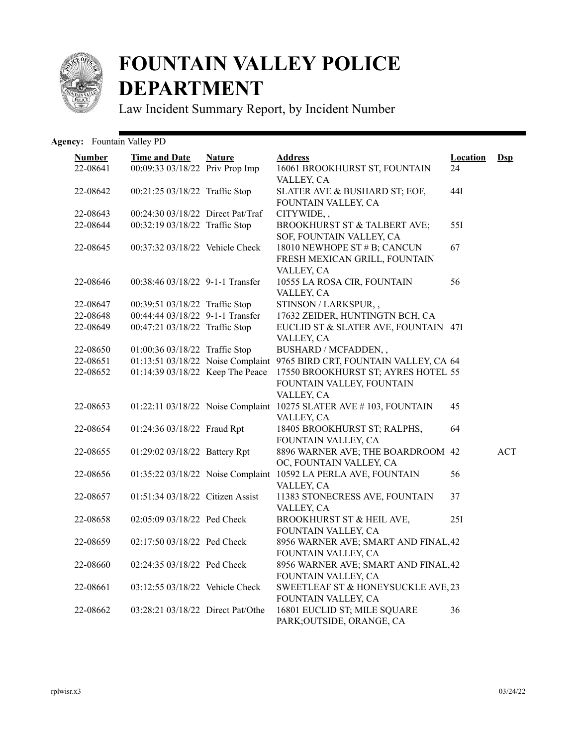# FOUNTAIN VALLEY POLICE DEPARTMENT

Law Incident Summary Report, by Incident Number

**Agency:** Fountain Valley PD

| Number | Time and Date | Nature | Address | Location | Dsp |
|---|---|---|---|---|---|
| 22-08641 | 00:09:33 03/18/22 | Priv Prop Imp | 16061 BROOKHURST ST, FOUNTAIN VALLEY, CA | 24 | |
| 22-08642 | 00:21:25 03/18/22 | Traffic Stop | SLATER AVE & BUSHARD ST; EOF, FOUNTAIN VALLEY, CA | 44I | |
| 22-08643 | 00:24:30 03/18/22 | Direct Pat/Traf | CITYWIDE, , | | |
| 22-08644 | 00:32:19 03/18/22 | Traffic Stop | BROOKHURST ST & TALBERT AVE; SOF, FOUNTAIN VALLEY, CA | 55I | |
| 22-08645 | 00:37:32 03/18/22 | Vehicle Check | 18010 NEWHOPE ST # B; CANCUN FRESH MEXICAN GRILL, FOUNTAIN VALLEY, CA | 67 | |
| 22-08646 | 00:38:46 03/18/22 | 9-1-1 Transfer | 10555 LA ROSA CIR, FOUNTAIN VALLEY, CA | 56 | |
| 22-08647 | 00:39:51 03/18/22 | Traffic Stop | STINSON / LARKSPUR, , | | |
| 22-08648 | 00:44:44 03/18/22 | 9-1-1 Transfer | 17632 ZEIDER, HUNTINGTN BCH, CA | | |
| 22-08649 | 00:47:21 03/18/22 | Traffic Stop | EUCLID ST & SLATER AVE, FOUNTAIN VALLEY, CA | 47I | |
| 22-08650 | 01:00:36 03/18/22 | Traffic Stop | BUSHARD / MCFADDEN, , | | |
| 22-08651 | 01:13:51 03/18/22 | Noise Complaint | 9765 BIRD CRT, FOUNTAIN VALLEY, CA | 64 | |
| 22-08652 | 01:14:39 03/18/22 | Keep The Peace | 17550 BROOKHURST ST; AYRES HOTEL FOUNTAIN VALLEY, FOUNTAIN VALLEY, CA | 55 | |
| 22-08653 | 01:22:11 03/18/22 | Noise Complaint | 10275 SLATER AVE # 103, FOUNTAIN VALLEY, CA | 45 | |
| 22-08654 | 01:24:36 03/18/22 | Fraud Rpt | 18405 BROOKHURST ST; RALPHS, FOUNTAIN VALLEY, CA | 64 | |
| 22-08655 | 01:29:02 03/18/22 | Battery Rpt | 8896 WARNER AVE; THE BOARDROOM OC, FOUNTAIN VALLEY, CA | 42 | ACT |
| 22-08656 | 01:35:22 03/18/22 | Noise Complaint | 10592 LA PERLA AVE, FOUNTAIN VALLEY, CA | 56 | |
| 22-08657 | 01:51:34 03/18/22 | Citizen Assist | 11383 STONECRESS AVE, FOUNTAIN VALLEY, CA | 37 | |
| 22-08658 | 02:05:09 03/18/22 | Ped Check | BROOKHURST ST & HEIL AVE, FOUNTAIN VALLEY, CA | 25I | |
| 22-08659 | 02:17:50 03/18/22 | Ped Check | 8956 WARNER AVE; SMART AND FINAL, FOUNTAIN VALLEY, CA | 42 | |
| 22-08660 | 02:24:35 03/18/22 | Ped Check | 8956 WARNER AVE; SMART AND FINAL, FOUNTAIN VALLEY, CA | 42 | |
| 22-08661 | 03:12:55 03/18/22 | Vehicle Check | SWEETLEAF ST & HONEYSUCKLE AVE, FOUNTAIN VALLEY, CA | 23 | |
| 22-08662 | 03:28:21 03/18/22 | Direct Pat/Othe | 16801 EUCLID ST; MILE SQUARE PARK;OUTSIDE, ORANGE, CA | 36 | |

rplwisr.x3 03/24/22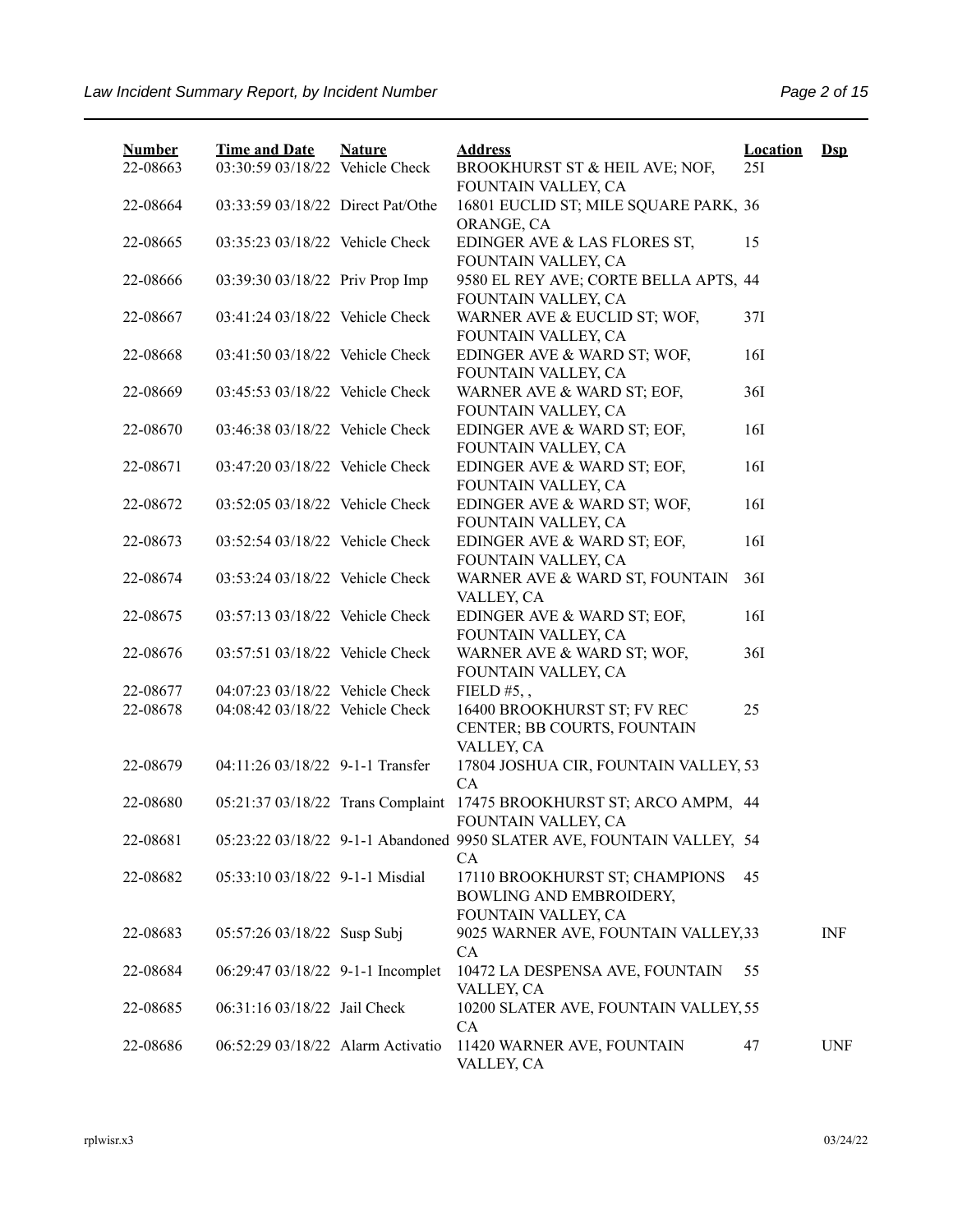| Number | Time and Date | Nature | Address | Location | Dsp |
|---|---|---|---|---|---|
| 22-08663 | 03:30:59 03/18/22 | Vehicle Check | BROOKHURST ST & HEIL AVE; NOF, FOUNTAIN VALLEY, CA | 25I | |
| 22-08664 | 03:33:59 03/18/22 | Direct Pat/Othe | 16801 EUCLID ST; MILE SQUARE PARK, ORANGE, CA | 36 | |
| 22-08665 | 03:35:23 03/18/22 | Vehicle Check | EDINGER AVE & LAS FLORES ST, FOUNTAIN VALLEY, CA | 15 | |
| 22-08666 | 03:39:30 03/18/22 | Priv Prop Imp | 9580 EL REY AVE; CORTE BELLA APTS, FOUNTAIN VALLEY, CA | 44 | |
| 22-08667 | 03:41:24 03/18/22 | Vehicle Check | WARNER AVE & EUCLID ST; WOF, FOUNTAIN VALLEY, CA | 37I | |
| 22-08668 | 03:41:50 03/18/22 | Vehicle Check | EDINGER AVE & WARD ST; WOF, FOUNTAIN VALLEY, CA | 16I | |
| 22-08669 | 03:45:53 03/18/22 | Vehicle Check | WARNER AVE & WARD ST; EOF, FOUNTAIN VALLEY, CA | 36I | |
| 22-08670 | 03:46:38 03/18/22 | Vehicle Check | EDINGER AVE & WARD ST; EOF, FOUNTAIN VALLEY, CA | 16I | |
| 22-08671 | 03:47:20 03/18/22 | Vehicle Check | EDINGER AVE & WARD ST; EOF, FOUNTAIN VALLEY, CA | 16I | |
| 22-08672 | 03:52:05 03/18/22 | Vehicle Check | EDINGER AVE & WARD ST; WOF, FOUNTAIN VALLEY, CA | 16I | |
| 22-08673 | 03:52:54 03/18/22 | Vehicle Check | EDINGER AVE & WARD ST; EOF, FOUNTAIN VALLEY, CA | 16I | |
| 22-08674 | 03:53:24 03/18/22 | Vehicle Check | WARNER AVE & WARD ST, FOUNTAIN VALLEY, CA | 36I | |
| 22-08675 | 03:57:13 03/18/22 | Vehicle Check | EDINGER AVE & WARD ST; EOF, FOUNTAIN VALLEY, CA | 16I | |
| 22-08676 | 03:57:51 03/18/22 | Vehicle Check | WARNER AVE & WARD ST; WOF, FOUNTAIN VALLEY, CA | 36I | |
| 22-08677 | 04:07:23 03/18/22 | Vehicle Check | FIELD #5, , | | |
| 22-08678 | 04:08:42 03/18/22 | Vehicle Check | 16400 BROOKHURST ST; FV REC CENTER; BB COURTS, FOUNTAIN VALLEY, CA | 25 | |
| 22-08679 | 04:11:26 03/18/22 | 9-1-1 Transfer | 17804 JOSHUA CIR, FOUNTAIN VALLEY, CA | 53 | |
| 22-08680 | 05:21:37 03/18/22 | Trans Complaint | 17475 BROOKHURST ST; ARCO AMPM, FOUNTAIN VALLEY, CA | 44 | |
| 22-08681 | 05:23:22 03/18/22 | 9-1-1 Abandoned | 9950 SLATER AVE, FOUNTAIN VALLEY, CA | 54 | |
| 22-08682 | 05:33:10 03/18/22 | 9-1-1 Misdial | 17110 BROOKHURST ST; CHAMPIONS BOWLING AND EMBROIDERY, FOUNTAIN VALLEY, CA | 45 | |
| 22-08683 | 05:57:26 03/18/22 | Susp Subj | 9025 WARNER AVE, FOUNTAIN VALLEY, CA | 33 | INF |
| 22-08684 | 06:29:47 03/18/22 | 9-1-1 Incomplet | 10472 LA DESPENSA AVE, FOUNTAIN VALLEY, CA | 55 | |
| 22-08685 | 06:31:16 03/18/22 | Jail Check | 10200 SLATER AVE, FOUNTAIN VALLEY, CA | 55 | |
| 22-08686 | 06:52:29 03/18/22 | Alarm Activatio | 11420 WARNER AVE, FOUNTAIN VALLEY, CA | 47 | UNF |

rplwisr.x3 03/24/22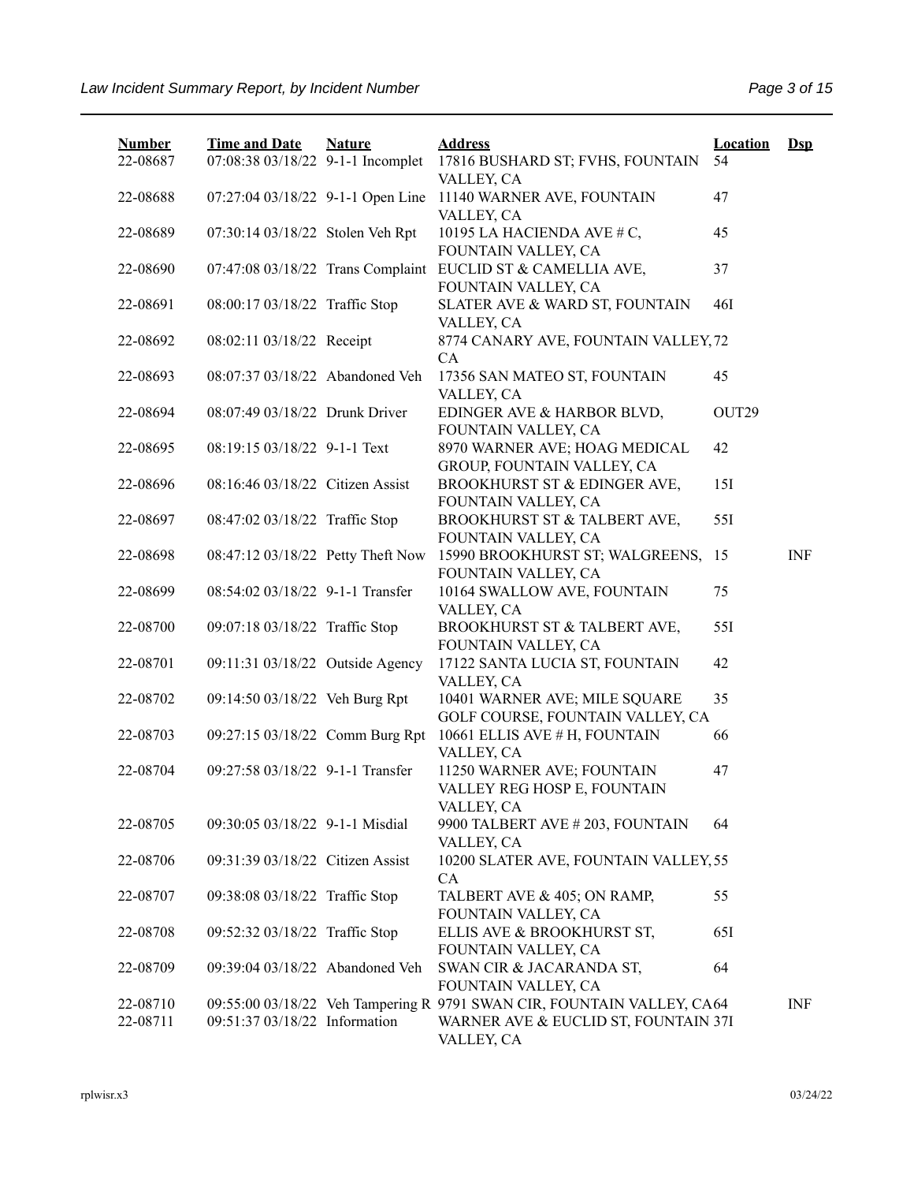| Number | Time and Date | Nature | Address | Location | Dsp |
|---|---|---|---|---|---|
| 22-08687 | 07:08:38 03/18/22 | 9-1-1 Incomplet | 17816 BUSHARD ST; FVHS, FOUNTAIN VALLEY, CA | 54 | |
| 22-08688 | 07:27:04 03/18/22 | 9-1-1 Open Line | 11140 WARNER AVE, FOUNTAIN VALLEY, CA | 47 | |
| 22-08689 | 07:30:14 03/18/22 | Stolen Veh Rpt | 10195 LA HACIENDA AVE # C, FOUNTAIN VALLEY, CA | 45 | |
| 22-08690 | 07:47:08 03/18/22 | Trans Complaint | EUCLID ST & CAMELLIA AVE, FOUNTAIN VALLEY, CA | 37 | |
| 22-08691 | 08:00:17 03/18/22 | Traffic Stop | SLATER AVE & WARD ST, FOUNTAIN VALLEY, CA | 46I | |
| 22-08692 | 08:02:11 03/18/22 | Receipt | 8774 CANARY AVE, FOUNTAIN VALLEY, CA | 72 | |
| 22-08693 | 08:07:37 03/18/22 | Abandoned Veh | 17356 SAN MATEO ST, FOUNTAIN VALLEY, CA | 45 | |
| 22-08694 | 08:07:49 03/18/22 | Drunk Driver | EDINGER AVE & HARBOR BLVD, FOUNTAIN VALLEY, CA | OUT29 | |
| 22-08695 | 08:19:15 03/18/22 | 9-1-1 Text | 8970 WARNER AVE; HOAG MEDICAL GROUP, FOUNTAIN VALLEY, CA | 42 | |
| 22-08696 | 08:16:46 03/18/22 | Citizen Assist | BROOKHURST ST & EDINGER AVE, FOUNTAIN VALLEY, CA | 15I | |
| 22-08697 | 08:47:02 03/18/22 | Traffic Stop | BROOKHURST ST & TALBERT AVE, FOUNTAIN VALLEY, CA | 55I | |
| 22-08698 | 08:47:12 03/18/22 | Petty Theft Now | 15990 BROOKHURST ST; WALGREENS, FOUNTAIN VALLEY, CA | 15 | INF |
| 22-08699 | 08:54:02 03/18/22 | 9-1-1 Transfer | 10164 SWALLOW AVE, FOUNTAIN VALLEY, CA | 75 | |
| 22-08700 | 09:07:18 03/18/22 | Traffic Stop | BROOKHURST ST & TALBERT AVE, FOUNTAIN VALLEY, CA | 55I | |
| 22-08701 | 09:11:31 03/18/22 | Outside Agency | 17122 SANTA LUCIA ST, FOUNTAIN VALLEY, CA | 42 | |
| 22-08702 | 09:14:50 03/18/22 | Veh Burg Rpt | 10401 WARNER AVE; MILE SQUARE GOLF COURSE, FOUNTAIN VALLEY, CA | 35 | |
| 22-08703 | 09:27:15 03/18/22 | Comm Burg Rpt | 10661 ELLIS AVE # H, FOUNTAIN VALLEY, CA | 66 | |
| 22-08704 | 09:27:58 03/18/22 | 9-1-1 Transfer | 11250 WARNER AVE; FOUNTAIN VALLEY REG HOSP E, FOUNTAIN VALLEY, CA | 47 | |
| 22-08705 | 09:30:05 03/18/22 | 9-1-1 Misdial | 9900 TALBERT AVE # 203, FOUNTAIN VALLEY, CA | 64 | |
| 22-08706 | 09:31:39 03/18/22 | Citizen Assist | 10200 SLATER AVE, FOUNTAIN VALLEY, CA | 55 | |
| 22-08707 | 09:38:08 03/18/22 | Traffic Stop | TALBERT AVE & 405; ON RAMP, FOUNTAIN VALLEY, CA | 55 | |
| 22-08708 | 09:52:32 03/18/22 | Traffic Stop | ELLIS AVE & BROOKHURST ST, FOUNTAIN VALLEY, CA | 65I | |
| 22-08709 | 09:39:04 03/18/22 | Abandoned Veh | SWAN CIR & JACARANDA ST, FOUNTAIN VALLEY, CA | 64 | |
| 22-08710 | 09:55:00 03/18/22 | Veh Tampering R | 9791 SWAN CIR, FOUNTAIN VALLEY, CA | 64 | INF |
| 22-08711 | 09:51:37 03/18/22 | Information | WARNER AVE & EUCLID ST, FOUNTAIN VALLEY, CA | 37I | |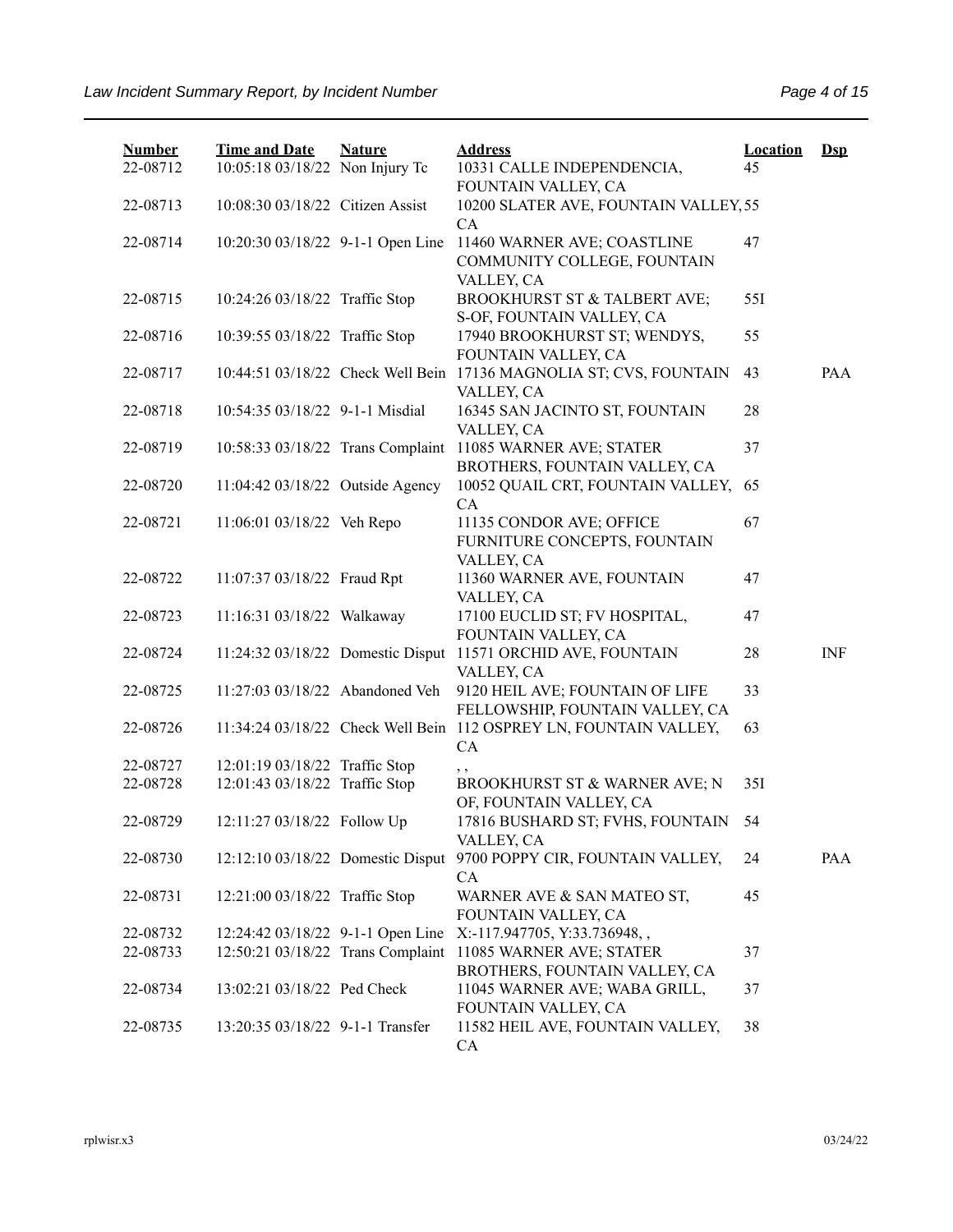| Number | Time and Date | Nature | Address | Location | Dsp |
|---|---|---|---|---|---|
| 22-08712 | 10:05:18 03/18/22 | Non Injury Tc | 10331 CALLE INDEPENDENCIA, FOUNTAIN VALLEY, CA | 45 | |
| 22-08713 | 10:08:30 03/18/22 | Citizen Assist | 10200 SLATER AVE, FOUNTAIN VALLEY, CA | 55 | |
| 22-08714 | 10:20:30 03/18/22 | 9-1-1 Open Line | 11460 WARNER AVE; COASTLINE COMMUNITY COLLEGE, FOUNTAIN VALLEY, CA | 47 | |
| 22-08715 | 10:24:26 03/18/22 | Traffic Stop | BROOKHURST ST & TALBERT AVE; S-OF, FOUNTAIN VALLEY, CA | 55I | |
| 22-08716 | 10:39:55 03/18/22 | Traffic Stop | 17940 BROOKHURST ST; WENDYS, FOUNTAIN VALLEY, CA | 55 | |
| 22-08717 | 10:44:51 03/18/22 | Check Well Bein | 17136 MAGNOLIA ST; CVS, FOUNTAIN VALLEY, CA | 43 | PAA |
| 22-08718 | 10:54:35 03/18/22 | 9-1-1 Misdial | 16345 SAN JACINTO ST, FOUNTAIN VALLEY, CA | 28 | |
| 22-08719 | 10:58:33 03/18/22 | Trans Complaint | 11085 WARNER AVE; STATER BROTHERS, FOUNTAIN VALLEY, CA | 37 | |
| 22-08720 | 11:04:42 03/18/22 | Outside Agency | 10052 QUAIL CRT, FOUNTAIN VALLEY, CA | 65 | |
| 22-08721 | 11:06:01 03/18/22 | Veh Repo | 11135 CONDOR AVE; OFFICE FURNITURE CONCEPTS, FOUNTAIN VALLEY, CA | 67 | |
| 22-08722 | 11:07:37 03/18/22 | Fraud Rpt | 11360 WARNER AVE, FOUNTAIN VALLEY, CA | 47 | |
| 22-08723 | 11:16:31 03/18/22 | Walkaway | 17100 EUCLID ST; FV HOSPITAL, FOUNTAIN VALLEY, CA | 47 | |
| 22-08724 | 11:24:32 03/18/22 | Domestic Disput | 11571 ORCHID AVE, FOUNTAIN VALLEY, CA | 28 | INF |
| 22-08725 | 11:27:03 03/18/22 | Abandoned Veh | 9120 HEIL AVE; FOUNTAIN OF LIFE FELLOWSHIP, FOUNTAIN VALLEY, CA | 33 | |
| 22-08726 | 11:34:24 03/18/22 | Check Well Bein | 112 OSPREY LN, FOUNTAIN VALLEY, CA | 63 | |
| 22-08727 | 12:01:19 03/18/22 | Traffic Stop | , , | | |
| 22-08728 | 12:01:43 03/18/22 | Traffic Stop | BROOKHURST ST & WARNER AVE; N OF, FOUNTAIN VALLEY, CA | 35I | |
| 22-08729 | 12:11:27 03/18/22 | Follow Up | 17816 BUSHARD ST; FVHS, FOUNTAIN VALLEY, CA | 54 | |
| 22-08730 | 12:12:10 03/18/22 | Domestic Disput | 9700 POPPY CIR, FOUNTAIN VALLEY, CA | 24 | PAA |
| 22-08731 | 12:21:00 03/18/22 | Traffic Stop | WARNER AVE & SAN MATEO ST, FOUNTAIN VALLEY, CA | 45 | |
| 22-08732 | 12:24:42 03/18/22 | 9-1-1 Open Line | X:-117.947705, Y:33.736948, , | | |
| 22-08733 | 12:50:21 03/18/22 | Trans Complaint | 11085 WARNER AVE; STATER BROTHERS, FOUNTAIN VALLEY, CA | 37 | |
| 22-08734 | 13:02:21 03/18/22 | Ped Check | 11045 WARNER AVE; WABA GRILL, FOUNTAIN VALLEY, CA | 37 | |
| 22-08735 | 13:20:35 03/18/22 | 9-1-1 Transfer | 11582 HEIL AVE, FOUNTAIN VALLEY, CA | 38 | |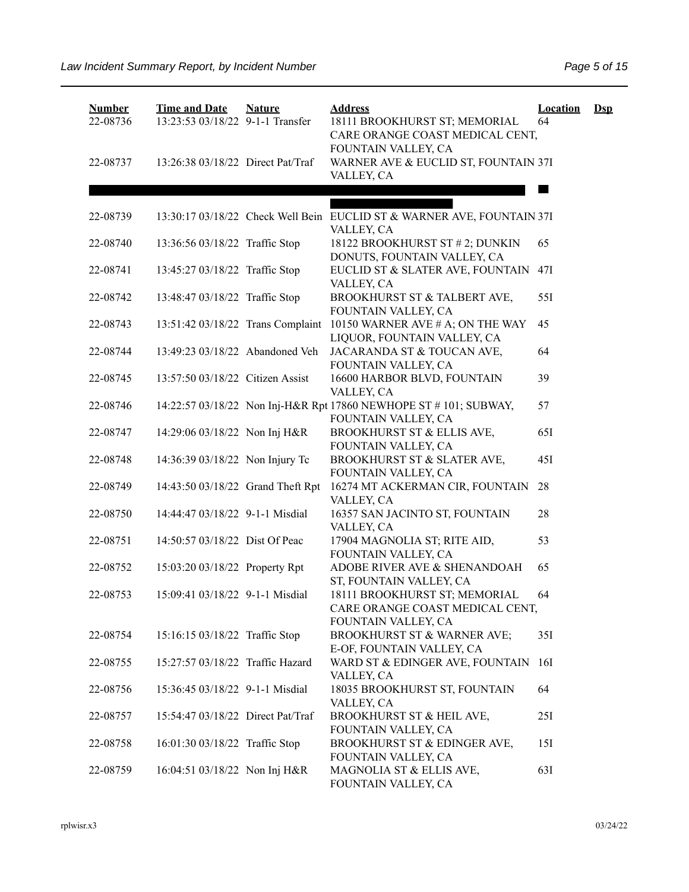| Number | Time and Date | Nature | Address | Location | Dsp |
|---|---|---|---|---|---|
| 22-08736 | 13:23:53 03/18/22 | 9-1-1 Transfer | 18111 BROOKHURST ST; MEMORIAL CARE ORANGE COAST MEDICAL CENT, FOUNTAIN VALLEY, CA | 64 | |
| 22-08737 | 13:26:38 03/18/22 | Direct Pat/Traf | WARNER AVE & EUCLID ST, FOUNTAIN VALLEY, CA | 37I | |
| | | | | | |
| 22-08739 | 13:30:17 03/18/22 | Check Well Bein | EUCLID ST & WARNER AVE, FOUNTAIN VALLEY, CA | 37I | |
| 22-08740 | 13:36:56 03/18/22 | Traffic Stop | 18122 BROOKHURST ST # 2; DUNKIN DONUTS, FOUNTAIN VALLEY, CA | 65 | |
| 22-08741 | 13:45:27 03/18/22 | Traffic Stop | EUCLID ST & SLATER AVE, FOUNTAIN VALLEY, CA | 47I | |
| 22-08742 | 13:48:47 03/18/22 | Traffic Stop | BROOKHURST ST & TALBERT AVE, FOUNTAIN VALLEY, CA | 55I | |
| 22-08743 | 13:51:42 03/18/22 | Trans Complaint | 10150 WARNER AVE # A; ON THE WAY LIQUOR, FOUNTAIN VALLEY, CA | 45 | |
| 22-08744 | 13:49:23 03/18/22 | Abandoned Veh | JACARANDA ST & TOUCAN AVE, FOUNTAIN VALLEY, CA | 64 | |
| 22-08745 | 13:57:50 03/18/22 | Citizen Assist | 16600 HARBOR BLVD, FOUNTAIN VALLEY, CA | 39 | |
| 22-08746 | 14:22:57 03/18/22 | Non Inj-H&R Rpt | 17860 NEWHOPE ST # 101; SUBWAY, FOUNTAIN VALLEY, CA | 57 | |
| 22-08747 | 14:29:06 03/18/22 | Non Inj H&R | BROOKHURST ST & ELLIS AVE, FOUNTAIN VALLEY, CA | 65I | |
| 22-08748 | 14:36:39 03/18/22 | Non Injury Tc | BROOKHURST ST & SLATER AVE, FOUNTAIN VALLEY, CA | 45I | |
| 22-08749 | 14:43:50 03/18/22 | Grand Theft Rpt | 16274 MT ACKERMAN CIR, FOUNTAIN VALLEY, CA | 28 | |
| 22-08750 | 14:44:47 03/18/22 | 9-1-1 Misdial | 16357 SAN JACINTO ST, FOUNTAIN VALLEY, CA | 28 | |
| 22-08751 | 14:50:57 03/18/22 | Dist Of Peac | 17904 MAGNOLIA ST; RITE AID, FOUNTAIN VALLEY, CA | 53 | |
| 22-08752 | 15:03:20 03/18/22 | Property Rpt | ADOBE RIVER AVE & SHENANDOAH ST, FOUNTAIN VALLEY, CA | 65 | |
| 22-08753 | 15:09:41 03/18/22 | 9-1-1 Misdial | 18111 BROOKHURST ST; MEMORIAL CARE ORANGE COAST MEDICAL CENT, FOUNTAIN VALLEY, CA | 64 | |
| 22-08754 | 15:16:15 03/18/22 | Traffic Stop | BROOKHURST ST & WARNER AVE; E-OF, FOUNTAIN VALLEY, CA | 35I | |
| 22-08755 | 15:27:57 03/18/22 | Traffic Hazard | WARD ST & EDINGER AVE, FOUNTAIN VALLEY, CA | 16I | |
| 22-08756 | 15:36:45 03/18/22 | 9-1-1 Misdial | 18035 BROOKHURST ST, FOUNTAIN VALLEY, CA | 64 | |
| 22-08757 | 15:54:47 03/18/22 | Direct Pat/Traf | BROOKHURST ST & HEIL AVE, FOUNTAIN VALLEY, CA | 25I | |
| 22-08758 | 16:01:30 03/18/22 | Traffic Stop | BROOKHURST ST & EDINGER AVE, FOUNTAIN VALLEY, CA | 15I | |
| 22-08759 | 16:04:51 03/18/22 | Non Inj H&R | MAGNOLIA ST & ELLIS AVE, FOUNTAIN VALLEY, CA | 63I | |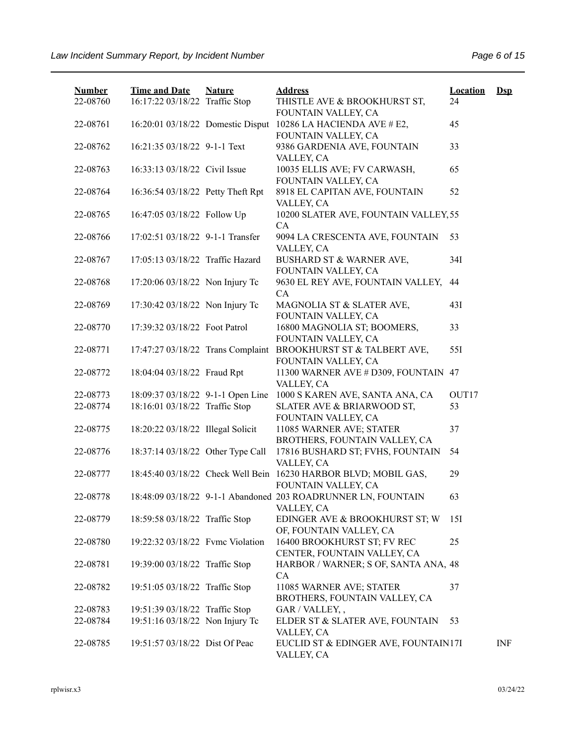| Number | Time and Date | Nature | Address | Location | Dsp |
|---|---|---|---|---|---|
| 22-08760 | 16:17:22 03/18/22 | Traffic Stop | THISTLE AVE & BROOKHURST ST, FOUNTAIN VALLEY, CA | 24 | |
| 22-08761 | 16:20:01 03/18/22 | Domestic Disput | 10286 LA HACIENDA AVE # E2, FOUNTAIN VALLEY, CA | 45 | |
| 22-08762 | 16:21:35 03/18/22 | 9-1-1 Text | 9386 GARDENIA AVE, FOUNTAIN VALLEY, CA | 33 | |
| 22-08763 | 16:33:13 03/18/22 | Civil Issue | 10035 ELLIS AVE; FV CARWASH, FOUNTAIN VALLEY, CA | 65 | |
| 22-08764 | 16:36:54 03/18/22 | Petty Theft Rpt | 8918 EL CAPITAN AVE, FOUNTAIN VALLEY, CA | 52 | |
| 22-08765 | 16:47:05 03/18/22 | Follow Up | 10200 SLATER AVE, FOUNTAIN VALLEY, CA | 55 | |
| 22-08766 | 17:02:51 03/18/22 | 9-1-1 Transfer | 9094 LA CRESCENTA AVE, FOUNTAIN VALLEY, CA | 53 | |
| 22-08767 | 17:05:13 03/18/22 | Traffic Hazard | BUSHARD ST & WARNER AVE, FOUNTAIN VALLEY, CA | 34I | |
| 22-08768 | 17:20:06 03/18/22 | Non Injury Tc | 9630 EL REY AVE, FOUNTAIN VALLEY, CA | 44 | |
| 22-08769 | 17:30:42 03/18/22 | Non Injury Tc | MAGNOLIA ST & SLATER AVE, FOUNTAIN VALLEY, CA | 43I | |
| 22-08770 | 17:39:32 03/18/22 | Foot Patrol | 16800 MAGNOLIA ST; BOOMERS, FOUNTAIN VALLEY, CA | 33 | |
| 22-08771 | 17:47:27 03/18/22 | Trans Complaint | BROOKHURST ST & TALBERT AVE, FOUNTAIN VALLEY, CA | 55I | |
| 22-08772 | 18:04:04 03/18/22 | Fraud Rpt | 11300 WARNER AVE # D309, FOUNTAIN VALLEY, CA | 47 | |
| 22-08773 | 18:09:37 03/18/22 | 9-1-1 Open Line | 1000 S KAREN AVE, SANTA ANA, CA | OUT17 | |
| 22-08774 | 18:16:01 03/18/22 | Traffic Stop | SLATER AVE & BRIARWOOD ST, FOUNTAIN VALLEY, CA | 53 | |
| 22-08775 | 18:20:22 03/18/22 | Illegal Solicit | 11085 WARNER AVE; STATER BROTHERS, FOUNTAIN VALLEY, CA | 37 | |
| 22-08776 | 18:37:14 03/18/22 | Other Type Call | 17816 BUSHARD ST; FVHS, FOUNTAIN VALLEY, CA | 54 | |
| 22-08777 | 18:45:40 03/18/22 | Check Well Bein | 16230 HARBOR BLVD; MOBIL GAS, FOUNTAIN VALLEY, CA | 29 | |
| 22-08778 | 18:48:09 03/18/22 | 9-1-1 Abandoned | 203 ROADRUNNER LN, FOUNTAIN VALLEY, CA | 63 | |
| 22-08779 | 18:59:58 03/18/22 | Traffic Stop | EDINGER AVE & BROOKHURST ST; W OF, FOUNTAIN VALLEY, CA | 15I | |
| 22-08780 | 19:22:32 03/18/22 | Fvmc Violation | 16400 BROOKHURST ST; FV REC CENTER, FOUNTAIN VALLEY, CA | 25 | |
| 22-08781 | 19:39:00 03/18/22 | Traffic Stop | HARBOR / WARNER; S OF, SANTA ANA, CA | 48 | |
| 22-08782 | 19:51:05 03/18/22 | Traffic Stop | 11085 WARNER AVE; STATER BROTHERS, FOUNTAIN VALLEY, CA | 37 | |
| 22-08783 | 19:51:39 03/18/22 | Traffic Stop | GAR / VALLEY, , | | |
| 22-08784 | 19:51:16 03/18/22 | Non Injury Tc | ELDER ST & SLATER AVE, FOUNTAIN VALLEY, CA | 53 | |
| 22-08785 | 19:51:57 03/18/22 | Dist Of Peac | EUCLID ST & EDINGER AVE, FOUNTAIN VALLEY, CA | 17I | INF |

rplwisr.x3 03/24/22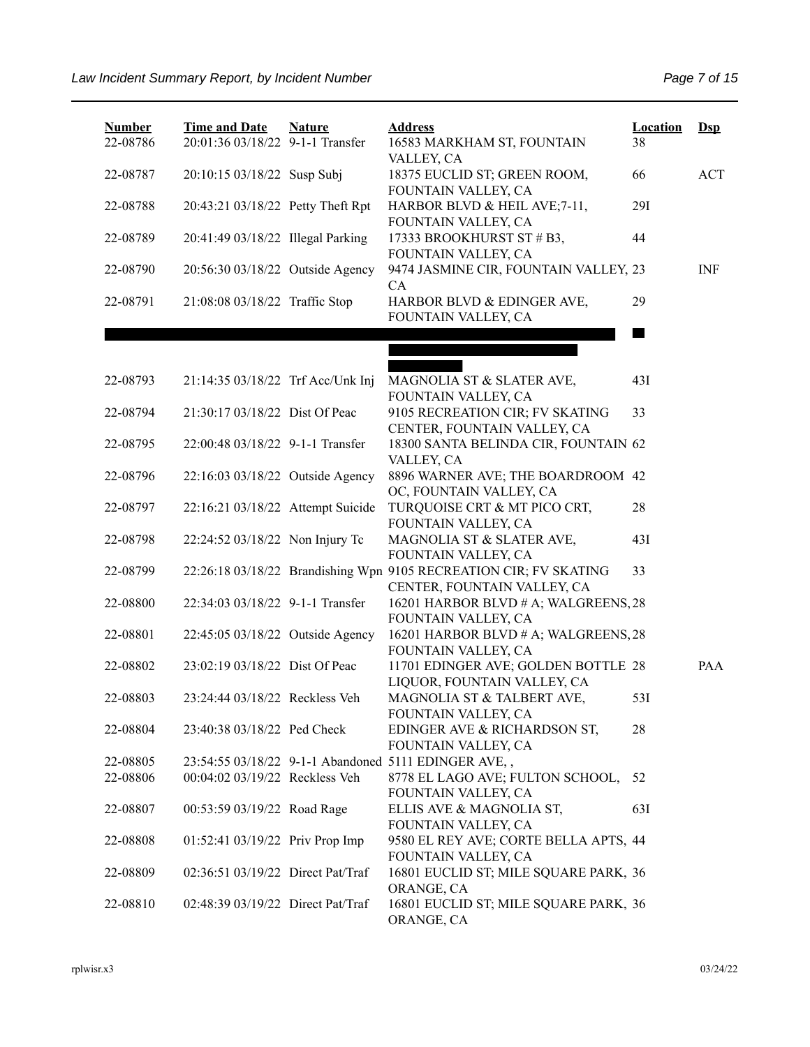| Number | Time and Date | Nature | Address | Location | Dsp |
|---|---|---|---|---|---|
| 22-08786 | 20:01:36 03/18/22 | 9-1-1 Transfer | 16583 MARKHAM ST, FOUNTAIN VALLEY, CA | 38 | |
| 22-08787 | 20:10:15 03/18/22 | Susp Subj | 18375 EUCLID ST; GREEN ROOM, FOUNTAIN VALLEY, CA | 66 | ACT |
| 22-08788 | 20:43:21 03/18/22 | Petty Theft Rpt | HARBOR BLVD & HEIL AVE;7-11, FOUNTAIN VALLEY, CA | 29I | |
| 22-08789 | 20:41:49 03/18/22 | Illegal Parking | 17333 BROOKHURST ST # B3, FOUNTAIN VALLEY, CA | 44 | |
| 22-08790 | 20:56:30 03/18/22 | Outside Agency | 9474 JASMINE CIR, FOUNTAIN VALLEY, CA | 23 | INF |
| 22-08791 | 21:08:08 03/18/22 | Traffic Stop | HARBOR BLVD & EDINGER AVE, FOUNTAIN VALLEY, CA | 29 | |
| 22-08793 | 21:14:35 03/18/22 | Trf Acc/Unk Inj | MAGNOLIA ST & SLATER AVE, FOUNTAIN VALLEY, CA | 43I | |
| 22-08794 | 21:30:17 03/18/22 | Dist Of Peac | 9105 RECREATION CIR; FV SKATING CENTER, FOUNTAIN VALLEY, CA | 33 | |
| 22-08795 | 22:00:48 03/18/22 | 9-1-1 Transfer | 18300 SANTA BELINDA CIR, FOUNTAIN VALLEY, CA | 62 | |
| 22-08796 | 22:16:03 03/18/22 | Outside Agency | 8896 WARNER AVE; THE BOARDROOM OC, FOUNTAIN VALLEY, CA | 42 | |
| 22-08797 | 22:16:21 03/18/22 | Attempt Suicide | TURQUOISE CRT & MT PICO CRT, FOUNTAIN VALLEY, CA | 28 | |
| 22-08798 | 22:24:52 03/18/22 | Non Injury Tc | MAGNOLIA ST & SLATER AVE, FOUNTAIN VALLEY, CA | 43I | |
| 22-08799 | 22:26:18 03/18/22 | Brandishing Wpn | 9105 RECREATION CIR; FV SKATING CENTER, FOUNTAIN VALLEY, CA | 33 | |
| 22-08800 | 22:34:03 03/18/22 | 9-1-1 Transfer | 16201 HARBOR BLVD # A; WALGREENS, FOUNTAIN VALLEY, CA | 28 | |
| 22-08801 | 22:45:05 03/18/22 | Outside Agency | 16201 HARBOR BLVD # A; WALGREENS, FOUNTAIN VALLEY, CA | 28 | |
| 22-08802 | 23:02:19 03/18/22 | Dist Of Peac | 11701 EDINGER AVE; GOLDEN BOTTLE LIQUOR, FOUNTAIN VALLEY, CA | 28 | PAA |
| 22-08803 | 23:24:44 03/18/22 | Reckless Veh | MAGNOLIA ST & TALBERT AVE, FOUNTAIN VALLEY, CA | 53I | |
| 22-08804 | 23:40:38 03/18/22 | Ped Check | EDINGER AVE & RICHARDSON ST, FOUNTAIN VALLEY, CA | 28 | |
| 22-08805 | 23:54:55 03/18/22 | 9-1-1 Abandoned | 5111 EDINGER AVE, , | | |
| 22-08806 | 00:04:02 03/19/22 | Reckless Veh | 8778 EL LAGO AVE; FULTON SCHOOL, FOUNTAIN VALLEY, CA | 52 | |
| 22-08807 | 00:53:59 03/19/22 | Road Rage | ELLIS AVE & MAGNOLIA ST, FOUNTAIN VALLEY, CA | 63I | |
| 22-08808 | 01:52:41 03/19/22 | Priv Prop Imp | 9580 EL REY AVE; CORTE BELLA APTS, FOUNTAIN VALLEY, CA | 44 | |
| 22-08809 | 02:36:51 03/19/22 | Direct Pat/Traf | 16801 EUCLID ST; MILE SQUARE PARK, ORANGE, CA | 36 | |
| 22-08810 | 02:48:39 03/19/22 | Direct Pat/Traf | 16801 EUCLID ST; MILE SQUARE PARK, ORANGE, CA | 36 | |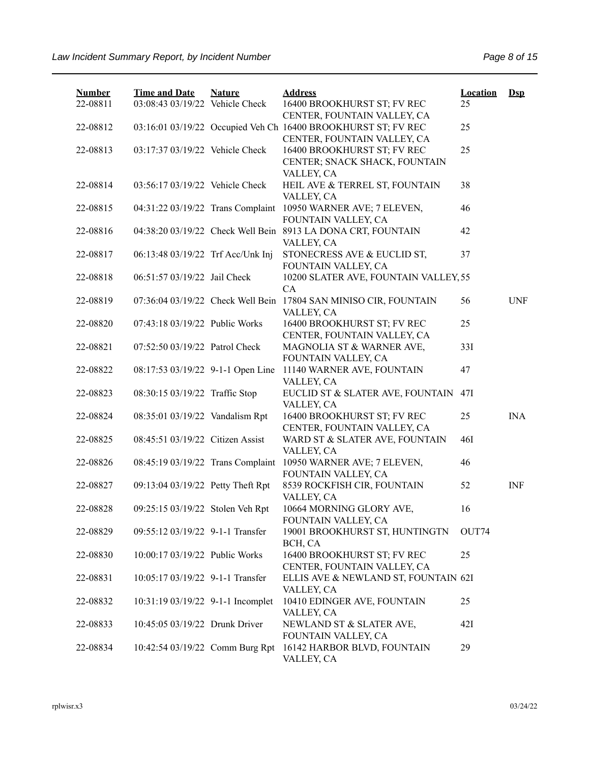| Number | Time and Date | Nature | Address | Location | Dsp |
|---|---|---|---|---|---|
| 22-08811 | 03:08:43 03/19/22 | Vehicle Check | 16400 BROOKHURST ST; FV REC CENTER, FOUNTAIN VALLEY, CA | 25 | |
| 22-08812 | 03:16:01 03/19/22 | Occupied Veh Ch | 16400 BROOKHURST ST; FV REC CENTER, FOUNTAIN VALLEY, CA | 25 | |
| 22-08813 | 03:17:37 03/19/22 | Vehicle Check | 16400 BROOKHURST ST; FV REC CENTER; SNACK SHACK, FOUNTAIN VALLEY, CA | 25 | |
| 22-08814 | 03:56:17 03/19/22 | Vehicle Check | HEIL AVE & TERREL ST, FOUNTAIN VALLEY, CA | 38 | |
| 22-08815 | 04:31:22 03/19/22 | Trans Complaint | 10950 WARNER AVE; 7 ELEVEN, FOUNTAIN VALLEY, CA | 46 | |
| 22-08816 | 04:38:20 03/19/22 | Check Well Bein | 8913 LA DONA CRT, FOUNTAIN VALLEY, CA | 42 | |
| 22-08817 | 06:13:48 03/19/22 | Trf Acc/Unk Inj | STONECRESS AVE & EUCLID ST, FOUNTAIN VALLEY, CA | 37 | |
| 22-08818 | 06:51:57 03/19/22 | Jail Check | 10200 SLATER AVE, FOUNTAIN VALLEY, CA | 55 | |
| 22-08819 | 07:36:04 03/19/22 | Check Well Bein | 17804 SAN MINISO CIR, FOUNTAIN VALLEY, CA | 56 | UNF |
| 22-08820 | 07:43:18 03/19/22 | Public Works | 16400 BROOKHURST ST; FV REC CENTER, FOUNTAIN VALLEY, CA | 25 | |
| 22-08821 | 07:52:50 03/19/22 | Patrol Check | MAGNOLIA ST & WARNER AVE, FOUNTAIN VALLEY, CA | 33I | |
| 22-08822 | 08:17:53 03/19/22 | 9-1-1 Open Line | 11140 WARNER AVE, FOUNTAIN VALLEY, CA | 47 | |
| 22-08823 | 08:30:15 03/19/22 | Traffic Stop | EUCLID ST & SLATER AVE, FOUNTAIN VALLEY, CA | 47I | |
| 22-08824 | 08:35:01 03/19/22 | Vandalism Rpt | 16400 BROOKHURST ST; FV REC CENTER, FOUNTAIN VALLEY, CA | 25 | INA |
| 22-08825 | 08:45:51 03/19/22 | Citizen Assist | WARD ST & SLATER AVE, FOUNTAIN VALLEY, CA | 46I | |
| 22-08826 | 08:45:19 03/19/22 | Trans Complaint | 10950 WARNER AVE; 7 ELEVEN, FOUNTAIN VALLEY, CA | 46 | |
| 22-08827 | 09:13:04 03/19/22 | Petty Theft Rpt | 8539 ROCKFISH CIR, FOUNTAIN VALLEY, CA | 52 | INF |
| 22-08828 | 09:25:15 03/19/22 | Stolen Veh Rpt | 10664 MORNING GLORY AVE, FOUNTAIN VALLEY, CA | 16 | |
| 22-08829 | 09:55:12 03/19/22 | 9-1-1 Transfer | 19001 BROOKHURST ST, HUNTINGTN BCH, CA | OUT74 | |
| 22-08830 | 10:00:17 03/19/22 | Public Works | 16400 BROOKHURST ST; FV REC CENTER, FOUNTAIN VALLEY, CA | 25 | |
| 22-08831 | 10:05:17 03/19/22 | 9-1-1 Transfer | ELLIS AVE & NEWLAND ST, FOUNTAIN VALLEY, CA | 62I | |
| 22-08832 | 10:31:19 03/19/22 | 9-1-1 Incomplet | 10410 EDINGER AVE, FOUNTAIN VALLEY, CA | 25 | |
| 22-08833 | 10:45:05 03/19/22 | Drunk Driver | NEWLAND ST & SLATER AVE, FOUNTAIN VALLEY, CA | 42I | |
| 22-08834 | 10:42:54 03/19/22 | Comm Burg Rpt | 16142 HARBOR BLVD, FOUNTAIN VALLEY, CA | 29 | |

rplwisr.x3 03/24/22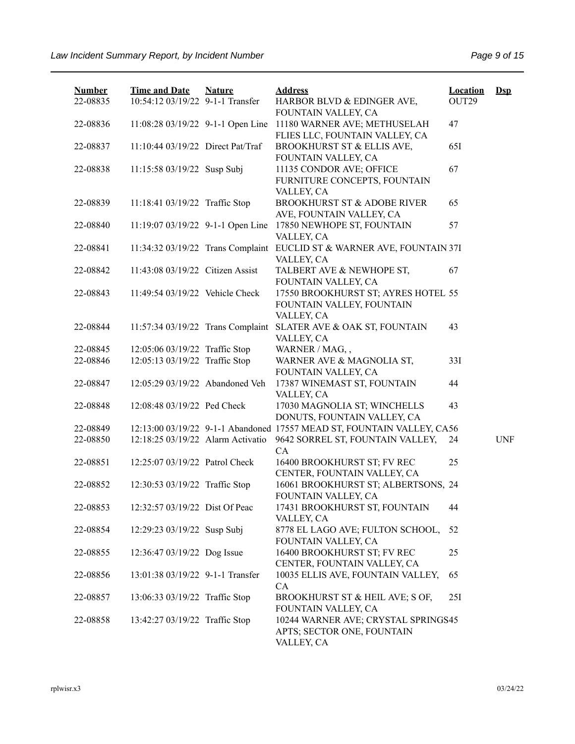| Number | Time and Date | Nature | Address | Location | Dsp |
|---|---|---|---|---|---|
| 22-08835 | 10:54:12 03/19/22 | 9-1-1 Transfer | HARBOR BLVD & EDINGER AVE, FOUNTAIN VALLEY, CA | OUT29 | |
| 22-08836 | 11:08:28 03/19/22 | 9-1-1 Open Line | 11180 WARNER AVE; METHUSELAH FLIES LLC, FOUNTAIN VALLEY, CA | 47 | |
| 22-08837 | 11:10:44 03/19/22 | Direct Pat/Traf | BROOKHURST ST & ELLIS AVE, FOUNTAIN VALLEY, CA | 65I | |
| 22-08838 | 11:15:58 03/19/22 | Susp Subj | 11135 CONDOR AVE; OFFICE FURNITURE CONCEPTS, FOUNTAIN VALLEY, CA | 67 | |
| 22-08839 | 11:18:41 03/19/22 | Traffic Stop | BROOKHURST ST & ADOBE RIVER AVE, FOUNTAIN VALLEY, CA | 65 | |
| 22-08840 | 11:19:07 03/19/22 | 9-1-1 Open Line | 17850 NEWHOPE ST, FOUNTAIN VALLEY, CA | 57 | |
| 22-08841 | 11:34:32 03/19/22 | Trans Complaint | EUCLID ST & WARNER AVE, FOUNTAIN VALLEY, CA | 37I | |
| 22-08842 | 11:43:08 03/19/22 | Citizen Assist | TALBERT AVE & NEWHOPE ST, FOUNTAIN VALLEY, CA | 67 | |
| 22-08843 | 11:49:54 03/19/22 | Vehicle Check | 17550 BROOKHURST ST; AYRES HOTEL FOUNTAIN VALLEY, FOUNTAIN VALLEY, CA | 55 | |
| 22-08844 | 11:57:34 03/19/22 | Trans Complaint | SLATER AVE & OAK ST, FOUNTAIN VALLEY, CA | 43 | |
| 22-08845 | 12:05:06 03/19/22 | Traffic Stop | WARNER / MAG, , | | |
| 22-08846 | 12:05:13 03/19/22 | Traffic Stop | WARNER AVE & MAGNOLIA ST, FOUNTAIN VALLEY, CA | 33I | |
| 22-08847 | 12:05:29 03/19/22 | Abandoned Veh | 17387 WINEMAST ST, FOUNTAIN VALLEY, CA | 44 | |
| 22-08848 | 12:08:48 03/19/22 | Ped Check | 17030 MAGNOLIA ST; WINCHELLS DONUTS, FOUNTAIN VALLEY, CA | 43 | |
| 22-08849 | 12:13:00 03/19/22 | 9-1-1 Abandoned | 17557 MEAD ST, FOUNTAIN VALLEY, CA | 56 | |
| 22-08850 | 12:18:25 03/19/22 | Alarm Activatio | 9642 SORREL ST, FOUNTAIN VALLEY, CA | 24 | UNF |
| 22-08851 | 12:25:07 03/19/22 | Patrol Check | 16400 BROOKHURST ST; FV REC CENTER, FOUNTAIN VALLEY, CA | 25 | |
| 22-08852 | 12:30:53 03/19/22 | Traffic Stop | 16061 BROOKHURST ST; ALBERTSONS, FOUNTAIN VALLEY, CA | 24 | |
| 22-08853 | 12:32:57 03/19/22 | Dist Of Peac | 17431 BROOKHURST ST, FOUNTAIN VALLEY, CA | 44 | |
| 22-08854 | 12:29:23 03/19/22 | Susp Subj | 8778 EL LAGO AVE; FULTON SCHOOL, FOUNTAIN VALLEY, CA | 52 | |
| 22-08855 | 12:36:47 03/19/22 | Dog Issue | 16400 BROOKHURST ST; FV REC CENTER, FOUNTAIN VALLEY, CA | 25 | |
| 22-08856 | 13:01:38 03/19/22 | 9-1-1 Transfer | 10035 ELLIS AVE, FOUNTAIN VALLEY, CA | 65 | |
| 22-08857 | 13:06:33 03/19/22 | Traffic Stop | BROOKHURST ST & HEIL AVE; S OF, FOUNTAIN VALLEY, CA | 25I | |
| 22-08858 | 13:42:27 03/19/22 | Traffic Stop | 10244 WARNER AVE; CRYSTAL SPRINGS APTS; SECTOR ONE, FOUNTAIN VALLEY, CA | 45 | |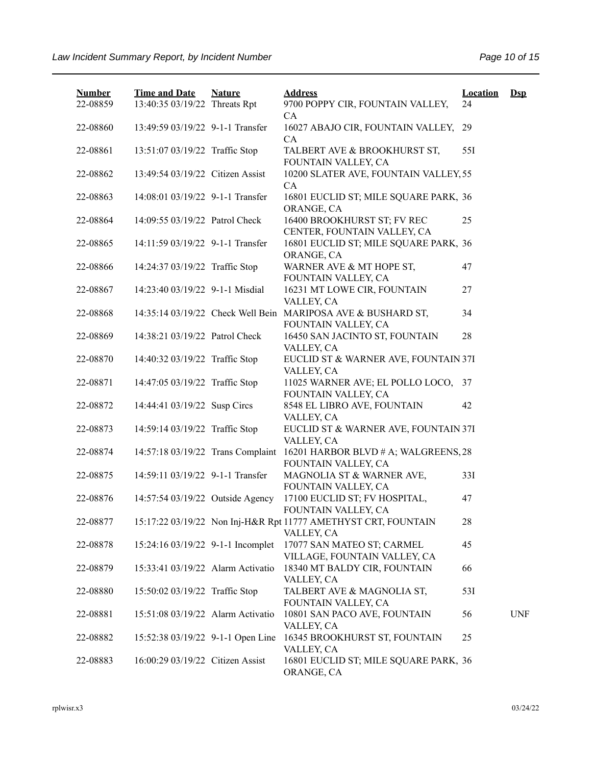| Number | Time and Date | Nature | Address | Location | Dsp |
|---|---|---|---|---|---|
| 22-08859 | 13:40:35 03/19/22 | Threats Rpt | 9700 POPPY CIR, FOUNTAIN VALLEY, CA | 24 | |
| 22-08860 | 13:49:59 03/19/22 | 9-1-1 Transfer | 16027 ABAJO CIR, FOUNTAIN VALLEY, CA | 29 | |
| 22-08861 | 13:51:07 03/19/22 | Traffic Stop | TALBERT AVE & BROOKHURST ST, FOUNTAIN VALLEY, CA | 55I | |
| 22-08862 | 13:49:54 03/19/22 | Citizen Assist | 10200 SLATER AVE, FOUNTAIN VALLEY, CA | 55 | |
| 22-08863 | 14:08:01 03/19/22 | 9-1-1 Transfer | 16801 EUCLID ST; MILE SQUARE PARK, ORANGE, CA | 36 | |
| 22-08864 | 14:09:55 03/19/22 | Patrol Check | 16400 BROOKHURST ST; FV REC CENTER, FOUNTAIN VALLEY, CA | 25 | |
| 22-08865 | 14:11:59 03/19/22 | 9-1-1 Transfer | 16801 EUCLID ST; MILE SQUARE PARK, ORANGE, CA | 36 | |
| 22-08866 | 14:24:37 03/19/22 | Traffic Stop | WARNER AVE & MT HOPE ST, FOUNTAIN VALLEY, CA | 47 | |
| 22-08867 | 14:23:40 03/19/22 | 9-1-1 Misdial | 16231 MT LOWE CIR, FOUNTAIN VALLEY, CA | 27 | |
| 22-08868 | 14:35:14 03/19/22 | Check Well Bein | MARIPOSA AVE & BUSHARD ST, FOUNTAIN VALLEY, CA | 34 | |
| 22-08869 | 14:38:21 03/19/22 | Patrol Check | 16450 SAN JACINTO ST, FOUNTAIN VALLEY, CA | 28 | |
| 22-08870 | 14:40:32 03/19/22 | Traffic Stop | EUCLID ST & WARNER AVE, FOUNTAIN VALLEY, CA | 37I | |
| 22-08871 | 14:47:05 03/19/22 | Traffic Stop | 11025 WARNER AVE; EL POLLO LOCO, FOUNTAIN VALLEY, CA | 37 | |
| 22-08872 | 14:44:41 03/19/22 | Susp Circs | 8548 EL LIBRO AVE, FOUNTAIN VALLEY, CA | 42 | |
| 22-08873 | 14:59:14 03/19/22 | Traffic Stop | EUCLID ST & WARNER AVE, FOUNTAIN VALLEY, CA | 37I | |
| 22-08874 | 14:57:18 03/19/22 | Trans Complaint | 16201 HARBOR BLVD # A; WALGREENS, FOUNTAIN VALLEY, CA | 28 | |
| 22-08875 | 14:59:11 03/19/22 | 9-1-1 Transfer | MAGNOLIA ST & WARNER AVE, FOUNTAIN VALLEY, CA | 33I | |
| 22-08876 | 14:57:54 03/19/22 | Outside Agency | 17100 EUCLID ST; FV HOSPITAL, FOUNTAIN VALLEY, CA | 47 | |
| 22-08877 | 15:17:22 03/19/22 | Non Inj-H&R Rpt | 11777 AMETHYST CRT, FOUNTAIN VALLEY, CA | 28 | |
| 22-08878 | 15:24:16 03/19/22 | 9-1-1 Incomplet | 17077 SAN MATEO ST; CARMEL VILLAGE, FOUNTAIN VALLEY, CA | 45 | |
| 22-08879 | 15:33:41 03/19/22 | Alarm Activatio | 18340 MT BALDY CIR, FOUNTAIN VALLEY, CA | 66 | |
| 22-08880 | 15:50:02 03/19/22 | Traffic Stop | TALBERT AVE & MAGNOLIA ST, FOUNTAIN VALLEY, CA | 53I | |
| 22-08881 | 15:51:08 03/19/22 | Alarm Activatio | 10801 SAN PACO AVE, FOUNTAIN VALLEY, CA | 56 | UNF |
| 22-08882 | 15:52:38 03/19/22 | 9-1-1 Open Line | 16345 BROOKHURST ST, FOUNTAIN VALLEY, CA | 25 | |
| 22-08883 | 16:00:29 03/19/22 | Citizen Assist | 16801 EUCLID ST; MILE SQUARE PARK, ORANGE, CA | 36 | |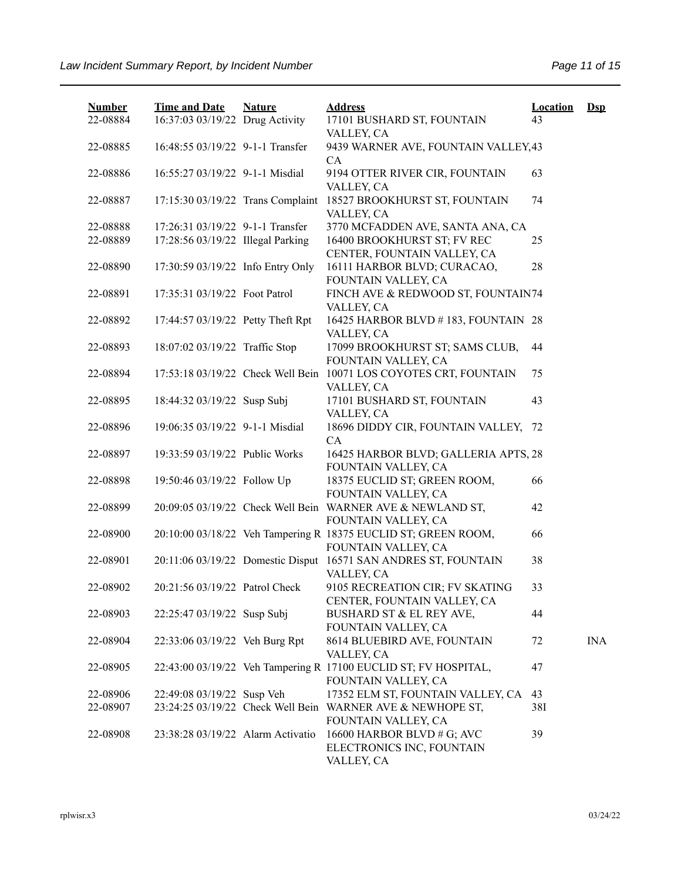| Number | Time and Date | Nature | Address | Location | Dsp |
|---|---|---|---|---|---|
| 22-08884 | 16:37:03 03/19/22 | Drug Activity | 17101 BUSHARD ST, FOUNTAIN VALLEY, CA | 43 | |
| 22-08885 | 16:48:55 03/19/22 | 9-1-1 Transfer | 9439 WARNER AVE, FOUNTAIN VALLEY, CA | 43 | |
| 22-08886 | 16:55:27 03/19/22 | 9-1-1 Misdial | 9194 OTTER RIVER CIR, FOUNTAIN VALLEY, CA | 63 | |
| 22-08887 | 17:15:30 03/19/22 | Trans Complaint | 18527 BROOKHURST ST, FOUNTAIN VALLEY, CA | 74 | |
| 22-08888 | 17:26:31 03/19/22 | 9-1-1 Transfer | 3770 MCFADDEN AVE, SANTA ANA, CA | | |
| 22-08889 | 17:28:56 03/19/22 | Illegal Parking | 16400 BROOKHURST ST; FV REC CENTER, FOUNTAIN VALLEY, CA | 25 | |
| 22-08890 | 17:30:59 03/19/22 | Info Entry Only | 16111 HARBOR BLVD; CURACAO, FOUNTAIN VALLEY, CA | 28 | |
| 22-08891 | 17:35:31 03/19/22 | Foot Patrol | FINCH AVE & REDWOOD ST, FOUNTAIN VALLEY, CA | 74 | |
| 22-08892 | 17:44:57 03/19/22 | Petty Theft Rpt | 16425 HARBOR BLVD # 183, FOUNTAIN VALLEY, CA | 28 | |
| 22-08893 | 18:07:02 03/19/22 | Traffic Stop | 17099 BROOKHURST ST; SAMS CLUB, FOUNTAIN VALLEY, CA | 44 | |
| 22-08894 | 17:53:18 03/19/22 | Check Well Bein | 10071 LOS COYOTES CRT, FOUNTAIN VALLEY, CA | 75 | |
| 22-08895 | 18:44:32 03/19/22 | Susp Subj | 17101 BUSHARD ST, FOUNTAIN VALLEY, CA | 43 | |
| 22-08896 | 19:06:35 03/19/22 | 9-1-1 Misdial | 18696 DIDDY CIR, FOUNTAIN VALLEY, CA | 72 | |
| 22-08897 | 19:33:59 03/19/22 | Public Works | 16425 HARBOR BLVD; GALLERIA APTS, FOUNTAIN VALLEY, CA | 28 | |
| 22-08898 | 19:50:46 03/19/22 | Follow Up | 18375 EUCLID ST; GREEN ROOM, FOUNTAIN VALLEY, CA | 66 | |
| 22-08899 | 20:09:05 03/19/22 | Check Well Bein | WARNER AVE & NEWLAND ST, FOUNTAIN VALLEY, CA | 42 | |
| 22-08900 | 20:10:00 03/18/22 | Veh Tampering R | 18375 EUCLID ST; GREEN ROOM, FOUNTAIN VALLEY, CA | 66 | |
| 22-08901 | 20:11:06 03/19/22 | Domestic Disput | 16571 SAN ANDRES ST, FOUNTAIN VALLEY, CA | 38 | |
| 22-08902 | 20:21:56 03/19/22 | Patrol Check | 9105 RECREATION CIR; FV SKATING CENTER, FOUNTAIN VALLEY, CA | 33 | |
| 22-08903 | 22:25:47 03/19/22 | Susp Subj | BUSHARD ST & EL REY AVE, FOUNTAIN VALLEY, CA | 44 | |
| 22-08904 | 22:33:06 03/19/22 | Veh Burg Rpt | 8614 BLUEBIRD AVE, FOUNTAIN VALLEY, CA | 72 | INA |
| 22-08905 | 22:43:00 03/19/22 | Veh Tampering R | 17100 EUCLID ST; FV HOSPITAL, FOUNTAIN VALLEY, CA | 47 | |
| 22-08906 | 22:49:08 03/19/22 | Susp Veh | 17352 ELM ST, FOUNTAIN VALLEY, CA | 43 | |
| 22-08907 | 23:24:25 03/19/22 | Check Well Bein | WARNER AVE & NEWHOPE ST, FOUNTAIN VALLEY, CA | 38I | |
| 22-08908 | 23:38:28 03/19/22 | Alarm Activatio | 16600 HARBOR BLVD # G; AVC ELECTRONICS INC, FOUNTAIN VALLEY, CA | 39 | |

rplwisr.x3 03/24/22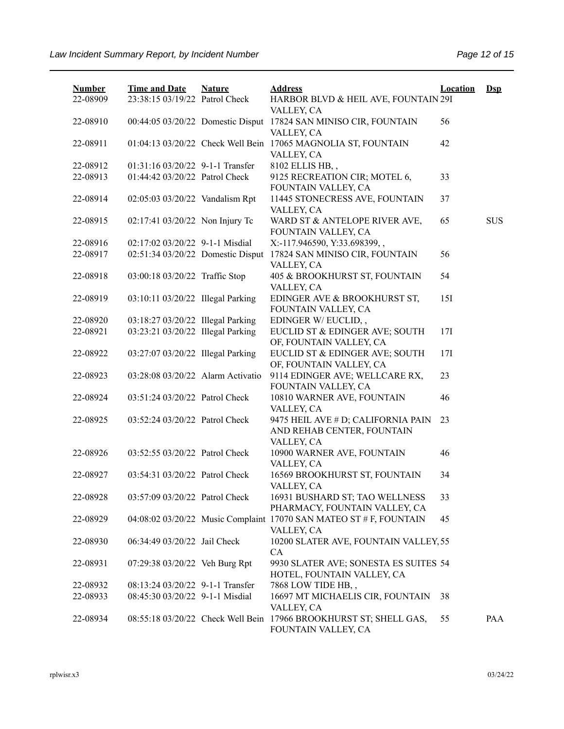| Number | Time and Date | Nature | Address | Location | Dsp |
|---|---|---|---|---|---|
| 22-08909 | 23:38:15 03/19/22 | Patrol Check | HARBOR BLVD & HEIL AVE, FOUNTAIN VALLEY, CA | 29I | |
| 22-08910 | 00:44:05 03/20/22 | Domestic Disput | 17824 SAN MINISO CIR, FOUNTAIN VALLEY, CA | 56 | |
| 22-08911 | 01:04:13 03/20/22 | Check Well Bein | 17065 MAGNOLIA ST, FOUNTAIN VALLEY, CA | 42 | |
| 22-08912 | 01:31:16 03/20/22 | 9-1-1 Transfer | 8102 ELLIS HB, , | | |
| 22-08913 | 01:44:42 03/20/22 | Patrol Check | 9125 RECREATION CIR; MOTEL 6, FOUNTAIN VALLEY, CA | 33 | |
| 22-08914 | 02:05:03 03/20/22 | Vandalism Rpt | 11445 STONECRESS AVE, FOUNTAIN VALLEY, CA | 37 | |
| 22-08915 | 02:17:41 03/20/22 | Non Injury Tc | WARD ST & ANTELOPE RIVER AVE, FOUNTAIN VALLEY, CA | 65 | SUS |
| 22-08916 | 02:17:02 03/20/22 | 9-1-1 Misdial | X:-117.946590, Y:33.698399, , | | |
| 22-08917 | 02:51:34 03/20/22 | Domestic Disput | 17824 SAN MINISO CIR, FOUNTAIN VALLEY, CA | 56 | |
| 22-08918 | 03:00:18 03/20/22 | Traffic Stop | 405 & BROOKHURST ST, FOUNTAIN VALLEY, CA | 54 | |
| 22-08919 | 03:10:11 03/20/22 | Illegal Parking | EDINGER AVE & BROOKHURST ST, FOUNTAIN VALLEY, CA | 15I | |
| 22-08920 | 03:18:27 03/20/22 | Illegal Parking | EDINGER W/ EUCLID, , | | |
| 22-08921 | 03:23:21 03/20/22 | Illegal Parking | EUCLID ST & EDINGER AVE; SOUTH OF, FOUNTAIN VALLEY, CA | 17I | |
| 22-08922 | 03:27:07 03/20/22 | Illegal Parking | EUCLID ST & EDINGER AVE; SOUTH OF, FOUNTAIN VALLEY, CA | 17I | |
| 22-08923 | 03:28:08 03/20/22 | Alarm Activatio | 9114 EDINGER AVE; WELLCARE RX, FOUNTAIN VALLEY, CA | 23 | |
| 22-08924 | 03:51:24 03/20/22 | Patrol Check | 10810 WARNER AVE, FOUNTAIN VALLEY, CA | 46 | |
| 22-08925 | 03:52:24 03/20/22 | Patrol Check | 9475 HEIL AVE # D; CALIFORNIA PAIN AND REHAB CENTER, FOUNTAIN VALLEY, CA | 23 | |
| 22-08926 | 03:52:55 03/20/22 | Patrol Check | 10900 WARNER AVE, FOUNTAIN VALLEY, CA | 46 | |
| 22-08927 | 03:54:31 03/20/22 | Patrol Check | 16569 BROOKHURST ST, FOUNTAIN VALLEY, CA | 34 | |
| 22-08928 | 03:57:09 03/20/22 | Patrol Check | 16931 BUSHARD ST; TAO WELLNESS PHARMACY, FOUNTAIN VALLEY, CA | 33 | |
| 22-08929 | 04:08:02 03/20/22 | Music Complaint | 17070 SAN MATEO ST # F, FOUNTAIN VALLEY, CA | 45 | |
| 22-08930 | 06:34:49 03/20/22 | Jail Check | 10200 SLATER AVE, FOUNTAIN VALLEY, CA | 55 | |
| 22-08931 | 07:29:38 03/20/22 | Veh Burg Rpt | 9930 SLATER AVE; SONESTA ES SUITES HOTEL, FOUNTAIN VALLEY, CA | 54 | |
| 22-08932 | 08:13:24 03/20/22 | 9-1-1 Transfer | 7868 LOW TIDE HB, , | | |
| 22-08933 | 08:45:30 03/20/22 | 9-1-1 Misdial | 16697 MT MICHAELIS CIR, FOUNTAIN VALLEY, CA | 38 | |
| 22-08934 | 08:55:18 03/20/22 | Check Well Bein | 17966 BROOKHURST ST; SHELL GAS, FOUNTAIN VALLEY, CA | 55 | PAA |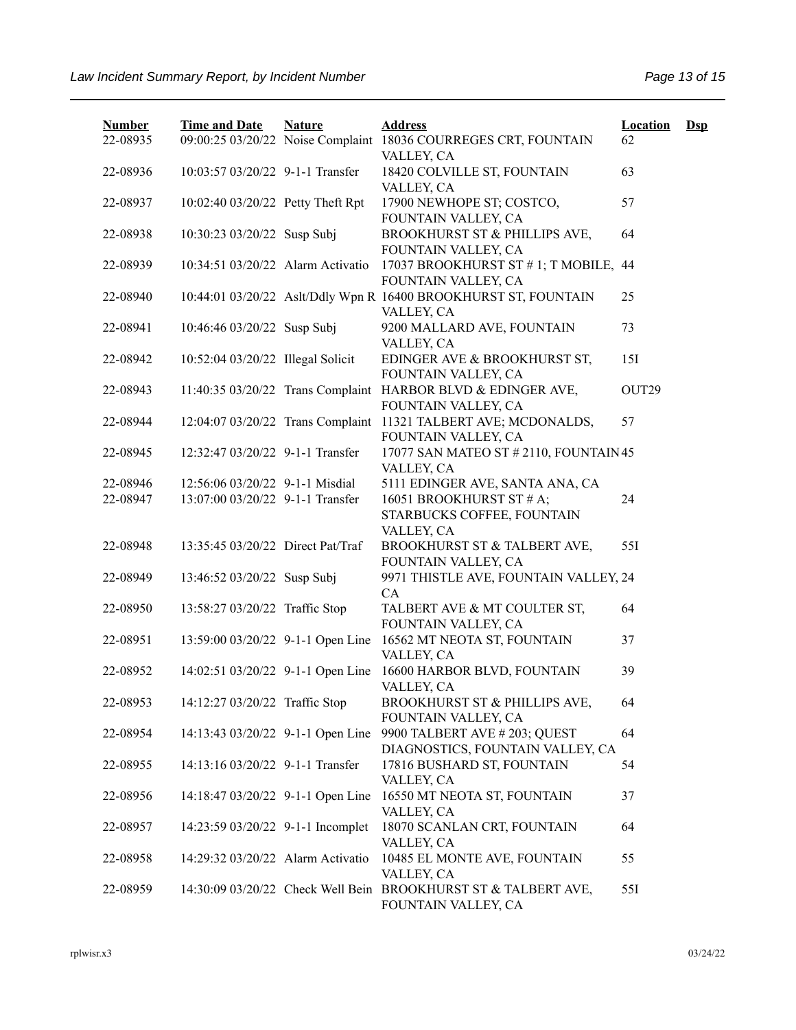| Number | Time and Date | Nature | Address | Location | Dsp |
|---|---|---|---|---|---|
| 22-08935 | 09:00:25 03/20/22 | Noise Complaint | 18036 COURREGES CRT, FOUNTAIN VALLEY, CA | 62 | |
| 22-08936 | 10:03:57 03/20/22 | 9-1-1 Transfer | 18420 COLVILLE ST, FOUNTAIN VALLEY, CA | 63 | |
| 22-08937 | 10:02:40 03/20/22 | Petty Theft Rpt | 17900 NEWHOPE ST; COSTCO, FOUNTAIN VALLEY, CA | 57 | |
| 22-08938 | 10:30:23 03/20/22 | Susp Subj | BROOKHURST ST & PHILLIPS AVE, FOUNTAIN VALLEY, CA | 64 | |
| 22-08939 | 10:34:51 03/20/22 | Alarm Activatio | 17037 BROOKHURST ST # 1; T MOBILE, FOUNTAIN VALLEY, CA | 44 | |
| 22-08940 | 10:44:01 03/20/22 | Aslt/Ddly Wpn R | 16400 BROOKHURST ST, FOUNTAIN VALLEY, CA | 25 | |
| 22-08941 | 10:46:46 03/20/22 | Susp Subj | 9200 MALLARD AVE, FOUNTAIN VALLEY, CA | 73 | |
| 22-08942 | 10:52:04 03/20/22 | Illegal Solicit | EDINGER AVE & BROOKHURST ST, FOUNTAIN VALLEY, CA | 15I | |
| 22-08943 | 11:40:35 03/20/22 | Trans Complaint | HARBOR BLVD & EDINGER AVE, FOUNTAIN VALLEY, CA | OUT29 | |
| 22-08944 | 12:04:07 03/20/22 | Trans Complaint | 11321 TALBERT AVE; MCDONALDS, FOUNTAIN VALLEY, CA | 57 | |
| 22-08945 | 12:32:47 03/20/22 | 9-1-1 Transfer | 17077 SAN MATEO ST # 2110, FOUNTAIN VALLEY, CA | 45 | |
| 22-08946 | 12:56:06 03/20/22 | 9-1-1 Misdial | 5111 EDINGER AVE, SANTA ANA, CA | | |
| 22-08947 | 13:07:00 03/20/22 | 9-1-1 Transfer | 16051 BROOKHURST ST # A; STARBUCKS COFFEE, FOUNTAIN VALLEY, CA | 24 | |
| 22-08948 | 13:35:45 03/20/22 | Direct Pat/Traf | BROOKHURST ST & TALBERT AVE, FOUNTAIN VALLEY, CA | 55I | |
| 22-08949 | 13:46:52 03/20/22 | Susp Subj | 9971 THISTLE AVE, FOUNTAIN VALLEY, CA | 24 | |
| 22-08950 | 13:58:27 03/20/22 | Traffic Stop | TALBERT AVE & MT COULTER ST, FOUNTAIN VALLEY, CA | 64 | |
| 22-08951 | 13:59:00 03/20/22 | 9-1-1 Open Line | 16562 MT NEOTA ST, FOUNTAIN VALLEY, CA | 37 | |
| 22-08952 | 14:02:51 03/20/22 | 9-1-1 Open Line | 16600 HARBOR BLVD, FOUNTAIN VALLEY, CA | 39 | |
| 22-08953 | 14:12:27 03/20/22 | Traffic Stop | BROOKHURST ST & PHILLIPS AVE, FOUNTAIN VALLEY, CA | 64 | |
| 22-08954 | 14:13:43 03/20/22 | 9-1-1 Open Line | 9900 TALBERT AVE # 203; QUEST DIAGNOSTICS, FOUNTAIN VALLEY, CA | 64 | |
| 22-08955 | 14:13:16 03/20/22 | 9-1-1 Transfer | 17816 BUSHARD ST, FOUNTAIN VALLEY, CA | 54 | |
| 22-08956 | 14:18:47 03/20/22 | 9-1-1 Open Line | 16550 MT NEOTA ST, FOUNTAIN VALLEY, CA | 37 | |
| 22-08957 | 14:23:59 03/20/22 | 9-1-1 Incomplet | 18070 SCANLAN CRT, FOUNTAIN VALLEY, CA | 64 | |
| 22-08958 | 14:29:32 03/20/22 | Alarm Activatio | 10485 EL MONTE AVE, FOUNTAIN VALLEY, CA | 55 | |
| 22-08959 | 14:30:09 03/20/22 | Check Well Bein | BROOKHURST ST & TALBERT AVE, FOUNTAIN VALLEY, CA | 55I | |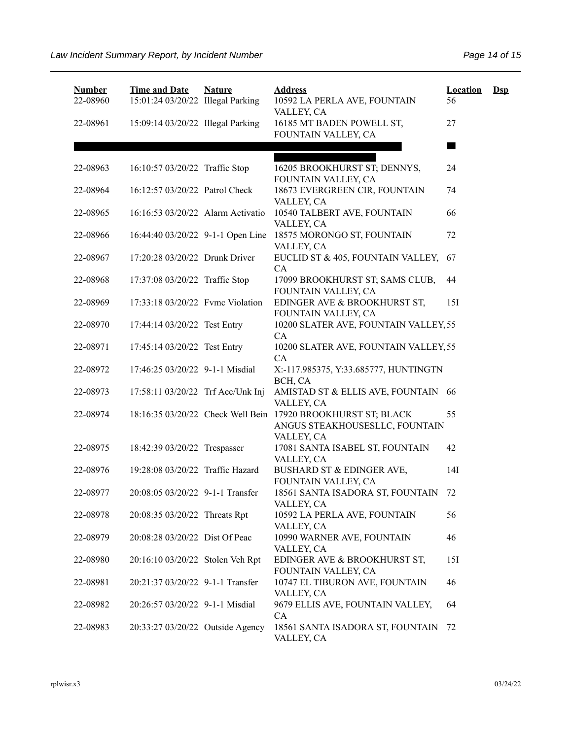| Number | Time and Date | Nature | Address | Location | Dsp |
|---|---|---|---|---|---|
| 22-08960 | 15:01:24 03/20/22 | Illegal Parking | 10592 LA PERLA AVE, FOUNTAIN VALLEY, CA | 56 | |
| 22-08961 | 15:09:14 03/20/22 | Illegal Parking | 16185 MT BADEN POWELL ST, FOUNTAIN VALLEY, CA | 27 | |
| | | | | | |
| 22-08963 | 16:10:57 03/20/22 | Traffic Stop | 16205 BROOKHURST ST; DENNYS, FOUNTAIN VALLEY, CA | 24 | |
| 22-08964 | 16:12:57 03/20/22 | Patrol Check | 18673 EVERGREEN CIR, FOUNTAIN VALLEY, CA | 74 | |
| 22-08965 | 16:16:53 03/20/22 | Alarm Activatio | 10540 TALBERT AVE, FOUNTAIN VALLEY, CA | 66 | |
| 22-08966 | 16:44:40 03/20/22 | 9-1-1 Open Line | 18575 MORONGO ST, FOUNTAIN VALLEY, CA | 72 | |
| 22-08967 | 17:20:28 03/20/22 | Drunk Driver | EUCLID ST & 405, FOUNTAIN VALLEY, CA | 67 | |
| 22-08968 | 17:37:08 03/20/22 | Traffic Stop | 17099 BROOKHURST ST; SAMS CLUB, FOUNTAIN VALLEY, CA | 44 | |
| 22-08969 | 17:33:18 03/20/22 | Fvmc Violation | EDINGER AVE & BROOKHURST ST, FOUNTAIN VALLEY, CA | 15I | |
| 22-08970 | 17:44:14 03/20/22 | Test Entry | 10200 SLATER AVE, FOUNTAIN VALLEY, CA | 55 | |
| 22-08971 | 17:45:14 03/20/22 | Test Entry | 10200 SLATER AVE, FOUNTAIN VALLEY, CA | 55 | |
| 22-08972 | 17:46:25 03/20/22 | 9-1-1 Misdial | X:-117.985375, Y:33.685777, HUNTINGTN BCH, CA | | |
| 22-08973 | 17:58:11 03/20/22 | Trf Acc/Unk Inj | AMISTAD ST & ELLIS AVE, FOUNTAIN VALLEY, CA | 66 | |
| 22-08974 | 18:16:35 03/20/22 | Check Well Bein | 17920 BROOKHURST ST; BLACK ANGUS STEAKHOUSESLLC, FOUNTAIN VALLEY, CA | 55 | |
| 22-08975 | 18:42:39 03/20/22 | Trespasser | 17081 SANTA ISABEL ST, FOUNTAIN VALLEY, CA | 42 | |
| 22-08976 | 19:28:08 03/20/22 | Traffic Hazard | BUSHARD ST & EDINGER AVE, FOUNTAIN VALLEY, CA | 14I | |
| 22-08977 | 20:08:05 03/20/22 | 9-1-1 Transfer | 18561 SANTA ISADORA ST, FOUNTAIN VALLEY, CA | 72 | |
| 22-08978 | 20:08:35 03/20/22 | Threats Rpt | 10592 LA PERLA AVE, FOUNTAIN VALLEY, CA | 56 | |
| 22-08979 | 20:08:28 03/20/22 | Dist Of Peac | 10990 WARNER AVE, FOUNTAIN VALLEY, CA | 46 | |
| 22-08980 | 20:16:10 03/20/22 | Stolen Veh Rpt | EDINGER AVE & BROOKHURST ST, FOUNTAIN VALLEY, CA | 15I | |
| 22-08981 | 20:21:37 03/20/22 | 9-1-1 Transfer | 10747 EL TIBURON AVE, FOUNTAIN VALLEY, CA | 46 | |
| 22-08982 | 20:26:57 03/20/22 | 9-1-1 Misdial | 9679 ELLIS AVE, FOUNTAIN VALLEY, CA | 64 | |
| 22-08983 | 20:33:27 03/20/22 | Outside Agency | 18561 SANTA ISADORA ST, FOUNTAIN VALLEY, CA | 72 | |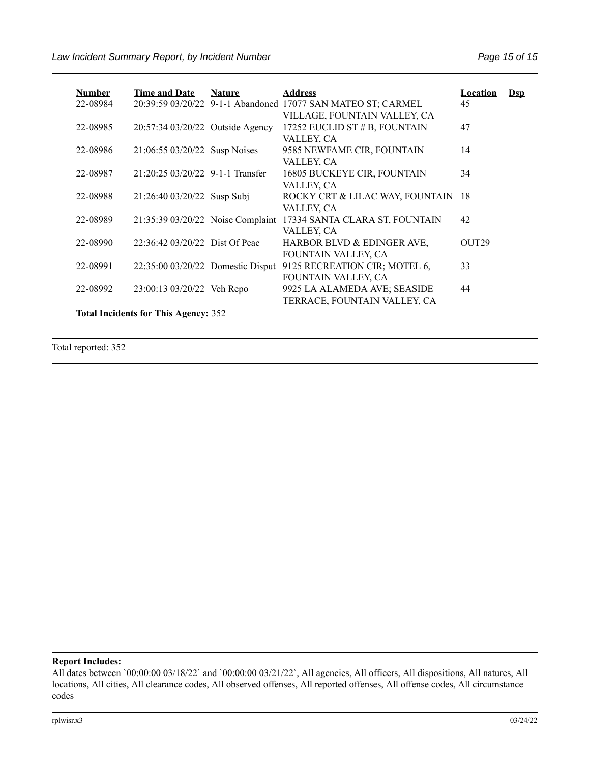| Number | Time and Date | Nature | Address | Location | Dsp |
|---|---|---|---|---|---|
| 22-08984 | 20:39:59 03/20/22 | 9-1-1 Abandoned | 17077 SAN MATEO ST; CARMEL VILLAGE, FOUNTAIN VALLEY, CA | 45 | |
| 22-08985 | 20:57:34 03/20/22 | Outside Agency | 17252 EUCLID ST # B, FOUNTAIN VALLEY, CA | 47 | |
| 22-08986 | 21:06:55 03/20/22 | Susp Noises | 9585 NEWFAME CIR, FOUNTAIN VALLEY, CA | 14 | |
| 22-08987 | 21:20:25 03/20/22 | 9-1-1 Transfer | 16805 BUCKEYE CIR, FOUNTAIN VALLEY, CA | 34 | |
| 22-08988 | 21:26:40 03/20/22 | Susp Subj | ROCKY CRT & LILAC WAY, FOUNTAIN VALLEY, CA | 18 | |
| 22-08989 | 21:35:39 03/20/22 | Noise Complaint | 17334 SANTA CLARA ST, FOUNTAIN VALLEY, CA | 42 | |
| 22-08990 | 22:36:42 03/20/22 | Dist Of Peac | HARBOR BLVD & EDINGER AVE, FOUNTAIN VALLEY, CA | OUT29 | |
| 22-08991 | 22:35:00 03/20/22 | Domestic Disput | 9125 RECREATION CIR; MOTEL 6, FOUNTAIN VALLEY, CA | 33 | |
| 22-08992 | 23:00:13 03/20/22 | Veh Repo | 9925 LA ALAMEDA AVE; SEASIDE TERRACE, FOUNTAIN VALLEY, CA | 44 | |

**Total Incidents for This Agency:** 352

Total reported: 352

**Report Includes:**

All dates between `00:00:00 03/18/22` and `00:00:00 03/21/22`, All agencies, All officers, All dispositions, All natures, All locations, All cities, All clearance codes, All observed offenses, All reported offenses, All offense codes, All circumstance codes